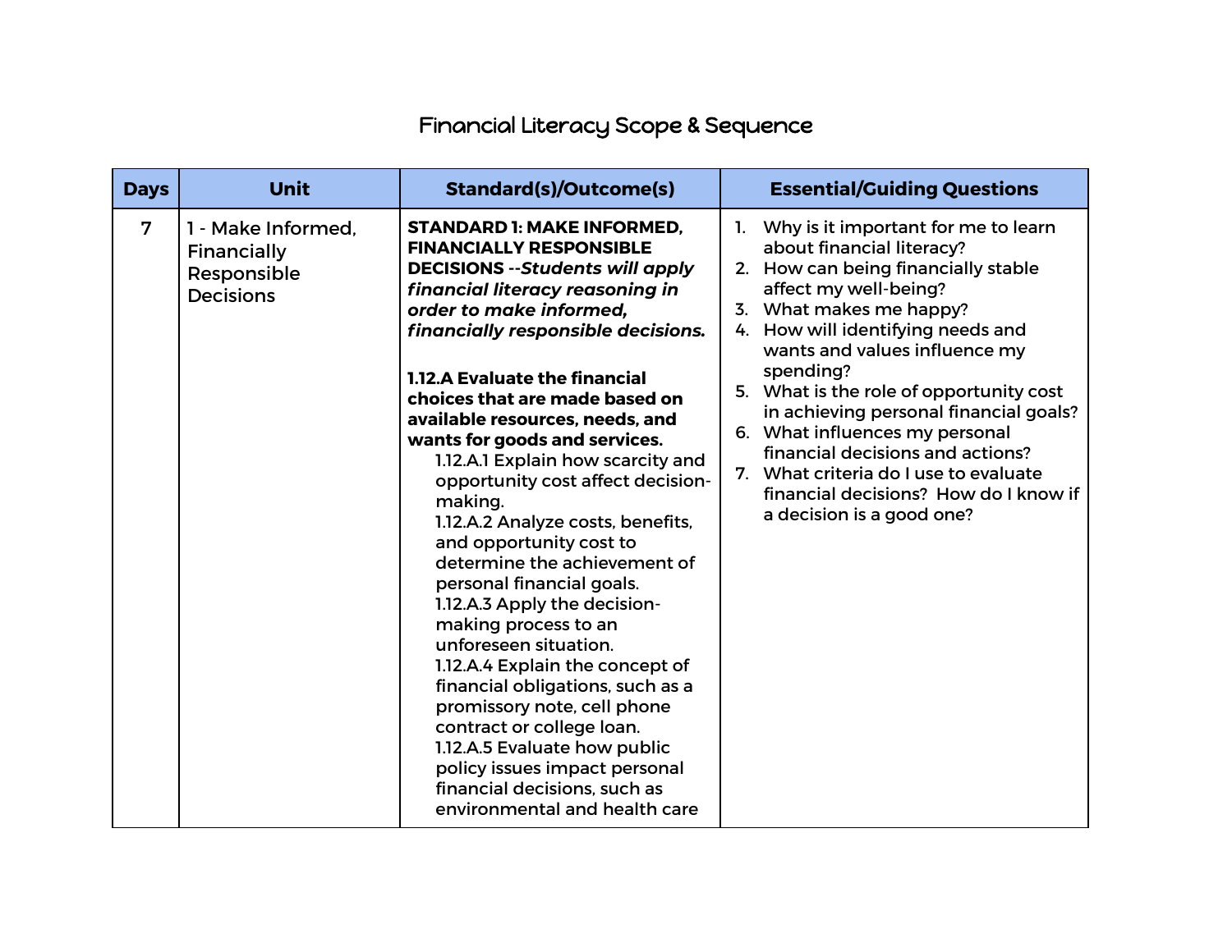# Financial Literacy Scope & Sequence

| Days | Unit | Standard(s)/Outcome(s) | Essential/Guiding Questions |
|---|---|---|---|
| 7 | 1 - Make Informed, Financially Responsible Decisions | **STANDARD 1: MAKE INFORMED, FINANCIALLY RESPONSIBLE DECISIONS** --***Students will apply financial literacy reasoning in order to make informed, financially responsible decisions.***<br><br>**1.12.A Evaluate the financial choices that are made based on available resources, needs, and wants for goods and services.**<br>1.12.A.1 Explain how scarcity and opportunity cost affect decision-making.<br>1.12.A.2 Analyze costs, benefits, and opportunity cost to determine the achievement of personal financial goals.<br>1.12.A.3 Apply the decision-making process to an unforeseen situation.<br>1.12.A.4 Explain the concept of financial obligations, such as a promissory note, cell phone contract or college loan.<br>1.12.A.5 Evaluate how public policy issues impact personal financial decisions, such as environmental and health care | 1. Why is it important for me to learn about financial literacy?<br>2. How can being financially stable affect my well-being?<br>3. What makes me happy?<br>4. How will identifying needs and wants and values influence my spending?<br>5. What is the role of opportunity cost in achieving personal financial goals?<br>6. What influences my personal financial decisions and actions?<br>7. What criteria do I use to evaluate financial decisions? How do I know if a decision is a good one? |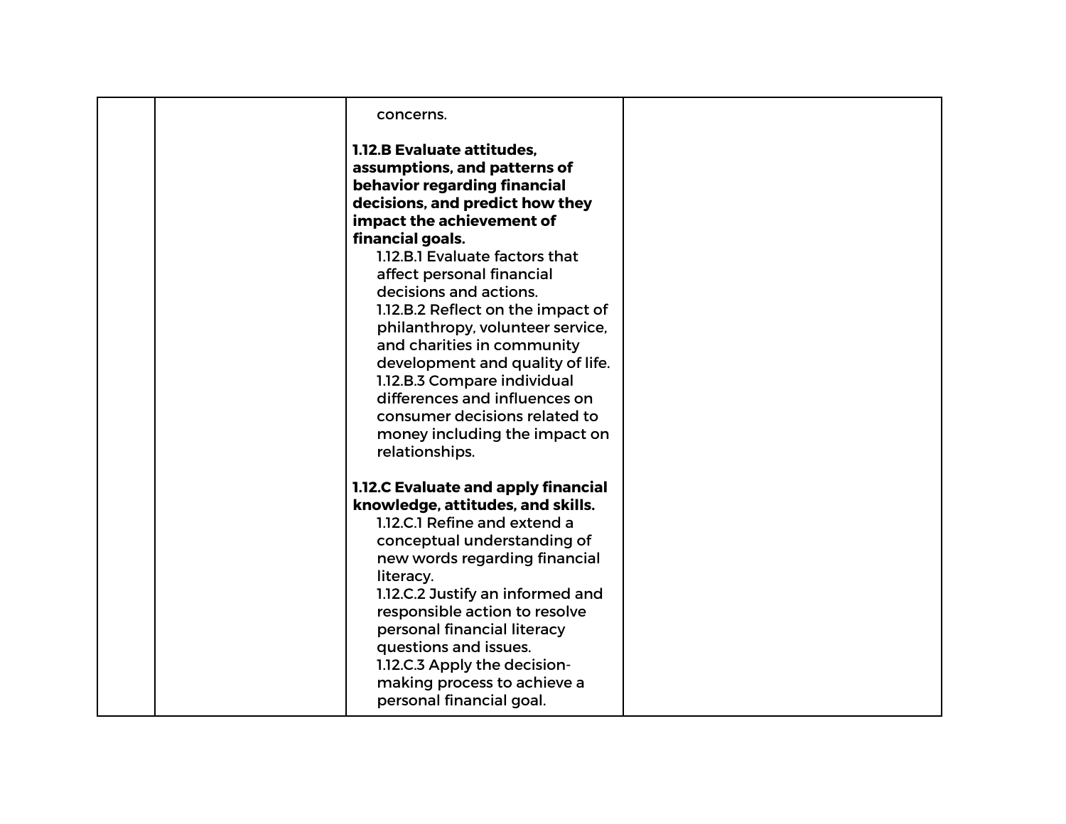|  |  | concerns.<br><br>**1.12.B Evaluate attitudes, assumptions, and patterns of behavior regarding financial decisions, and predict how they impact the achievement of financial goals.**<br>1.12.B.1 Evaluate factors that affect personal financial decisions and actions.<br>1.12.B.2 Reflect on the impact of philanthropy, volunteer service, and charities in community development and quality of life.<br>1.12.B.3 Compare individual differences and influences on consumer decisions related to money including the impact on relationships.<br><br>**1.12.C Evaluate and apply financial knowledge, attitudes, and skills.**<br>1.12.C.1 Refine and extend a conceptual understanding of new words regarding financial literacy.<br>1.12.C.2 Justify an informed and responsible action to resolve personal financial literacy questions and issues.<br>1.12.C.3 Apply the decision-making process to achieve a personal financial goal. |  |
|---|---|---|---|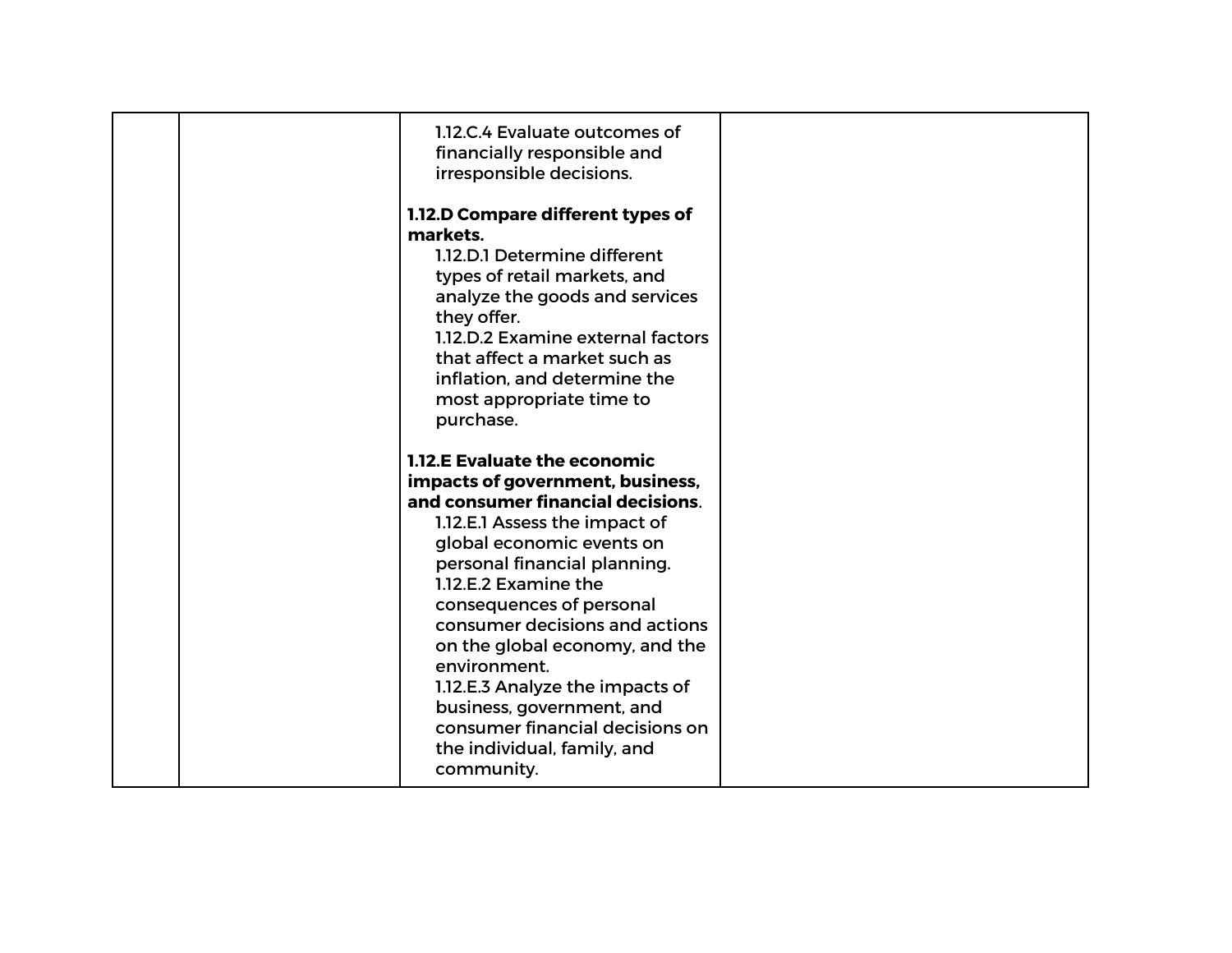|  |  |  |  |
|---|---|---|---|
|  |  | 1.12.C.4 Evaluate outcomes of financially responsible and irresponsible decisions.<br><br>**1.12.D Compare different types of markets.**<br>1.12.D.1 Determine different types of retail markets, and analyze the goods and services they offer.<br>1.12.D.2 Examine external factors that affect a market such as inflation, and determine the most appropriate time to purchase.<br><br>**1.12.E Evaluate the economic impacts of government, business, and consumer financial decisions**.<br>1.12.E.1 Assess the impact of global economic events on personal financial planning.<br>1.12.E.2 Examine the consequences of personal consumer decisions and actions on the global economy, and the environment.<br>1.12.E.3 Analyze the impacts of business, government, and consumer financial decisions on the individual, family, and community. |  |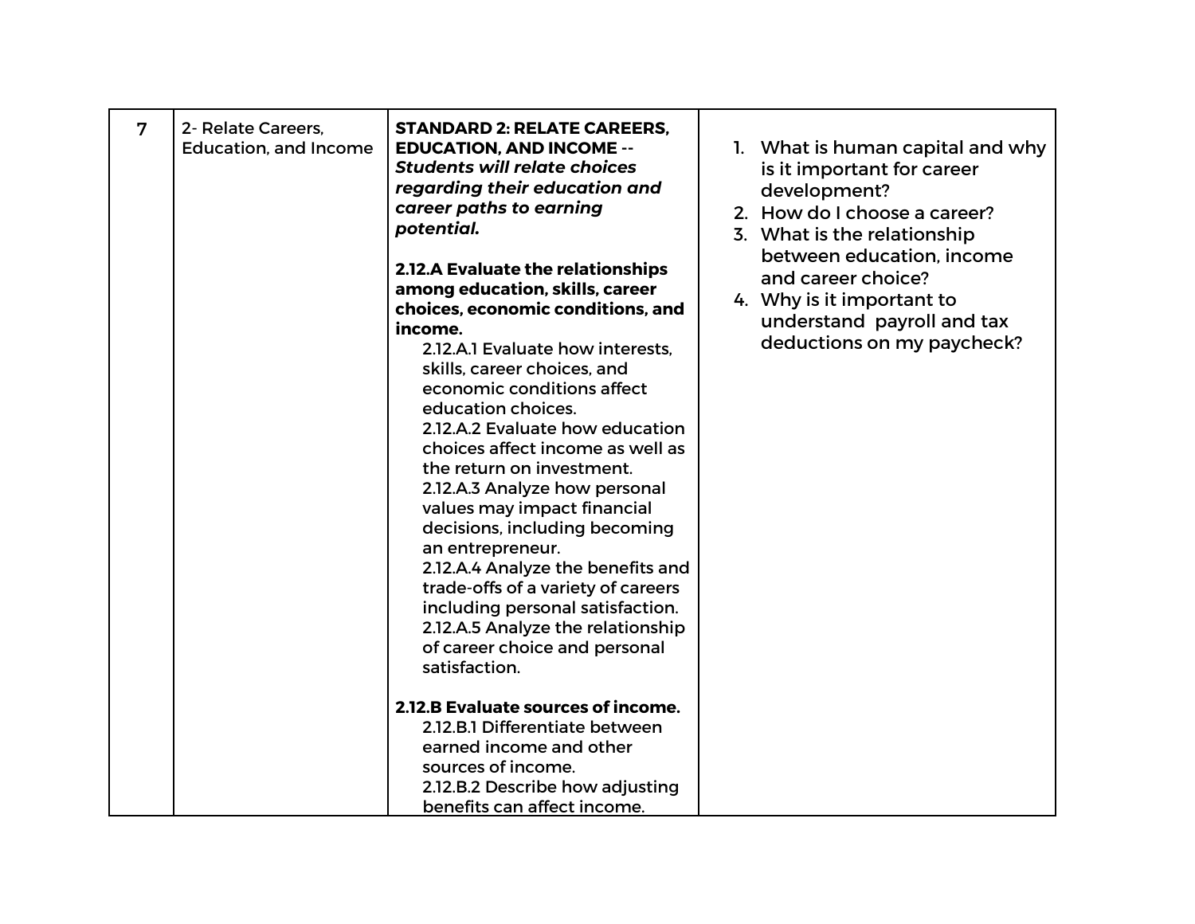| 7 | 2- Relate Careers, Education, and Income | **STANDARD 2: RELATE CAREERS, EDUCATION, AND INCOME --** ***Students will relate choices regarding their education and career paths to earning potential.***<br><br>**2.12.A Evaluate the relationships among education, skills, career choices, economic conditions, and income.**<br>2.12.A.1 Evaluate how interests, skills, career choices, and economic conditions affect education choices.<br>2.12.A.2 Evaluate how education choices affect income as well as the return on investment.<br>2.12.A.3 Analyze how personal values may impact financial decisions, including becoming an entrepreneur.<br>2.12.A.4 Analyze the benefits and trade-offs of a variety of careers including personal satisfaction.<br>2.12.A.5 Analyze the relationship of career choice and personal satisfaction.<br><br>**2.12.B Evaluate sources of income.**<br>2.12.B.1 Differentiate between earned income and other sources of income.<br>2.12.B.2 Describe how adjusting benefits can affect income. | 1. What is human capital and why is it important for career development?<br>2. How do I choose a career?<br>3. What is the relationship between education, income and career choice?<br>4. Why is it important to understand payroll and tax deductions on my paycheck? |
|---|---|---|---|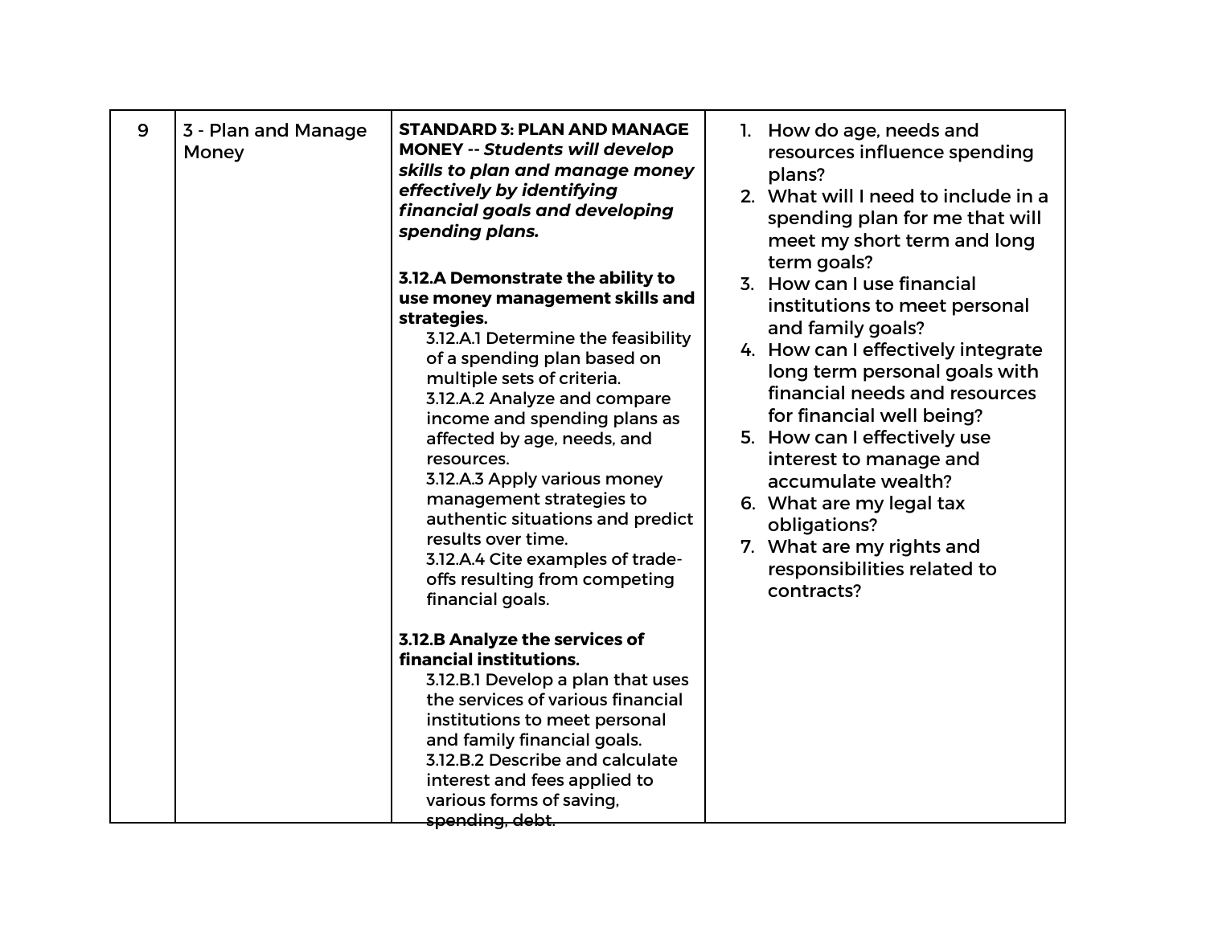| 9 | 3 - Plan and Manage Money | **STANDARD 3: PLAN AND MANAGE MONEY --** ***Students will develop skills to plan and manage money effectively by identifying financial goals and developing spending plans.***<br><br>**3.12.A Demonstrate the ability to use money management skills and strategies.**<br>3.12.A.1 Determine the feasibility of a spending plan based on multiple sets of criteria.<br>3.12.A.2 Analyze and compare income and spending plans as affected by age, needs, and resources.<br>3.12.A.3 Apply various money management strategies to authentic situations and predict results over time.<br>3.12.A.4 Cite examples of trade-offs resulting from competing financial goals.<br><br>**3.12.B Analyze the services of financial institutions.**<br>3.12.B.1 Develop a plan that uses the services of various financial institutions to meet personal and family financial goals.<br>3.12.B.2 Describe and calculate interest and fees applied to various forms of saving, spending, debt. | 1. How do age, needs and resources influence spending plans?<br>2. What will I need to include in a spending plan for me that will meet my short term and long term goals?<br>3. How can I use financial institutions to meet personal and family goals?<br>4. How can I effectively integrate long term personal goals with financial needs and resources for financial well being?<br>5. How can I effectively use interest to manage and accumulate wealth?<br>6. What are my legal tax obligations?<br>7. What are my rights and responsibilities related to contracts? |
|---|---|---|---|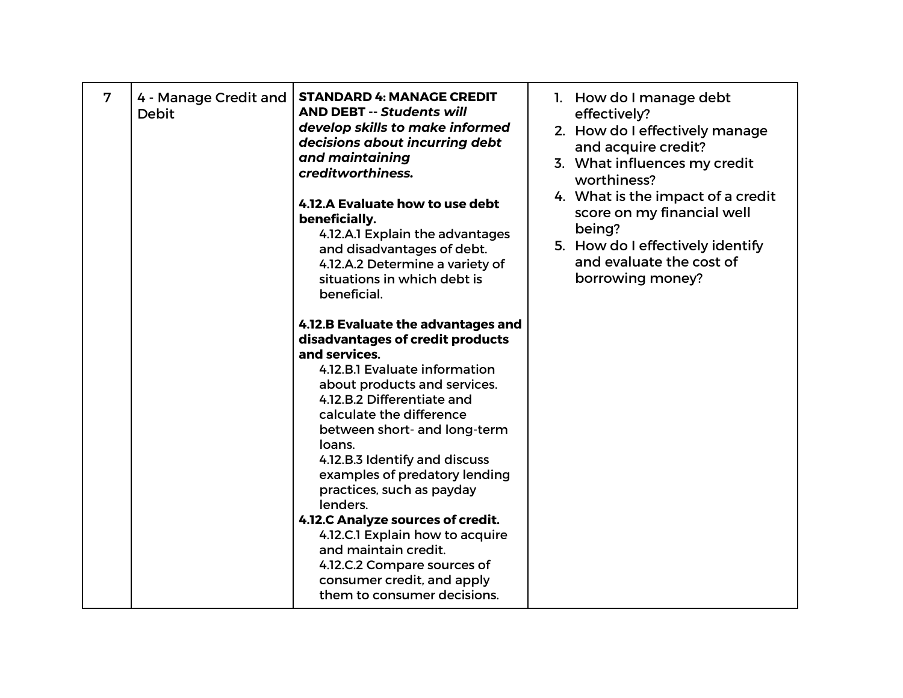| 7 | 4 - Manage Credit and Debit | **STANDARD 4: MANAGE CREDIT AND DEBT --** ***Students will develop skills to make informed decisions about incurring debt and maintaining creditworthiness.***<br><br>**4.12.A Evaluate how to use debt beneficially.**<br>4.12.A.1 Explain the advantages and disadvantages of debt.<br>4.12.A.2 Determine a variety of situations in which debt is beneficial.<br><br>**4.12.B Evaluate the advantages and disadvantages of credit products and services.**<br>4.12.B.1 Evaluate information about products and services.<br>4.12.B.2 Differentiate and calculate the difference between short- and long-term loans.<br>4.12.B.3 Identify and discuss examples of predatory lending practices, such as payday lenders.<br>**4.12.C Analyze sources of credit.**<br>4.12.C.1 Explain how to acquire and maintain credit.<br>4.12.C.2 Compare sources of consumer credit, and apply them to consumer decisions. | 1. How do I manage debt effectively?<br>2. How do I effectively manage and acquire credit?<br>3. What influences my credit worthiness?<br>4. What is the impact of a credit score on my financial well being?<br>5. How do I effectively identify and evaluate the cost of borrowing money? |
|---|---|---|---|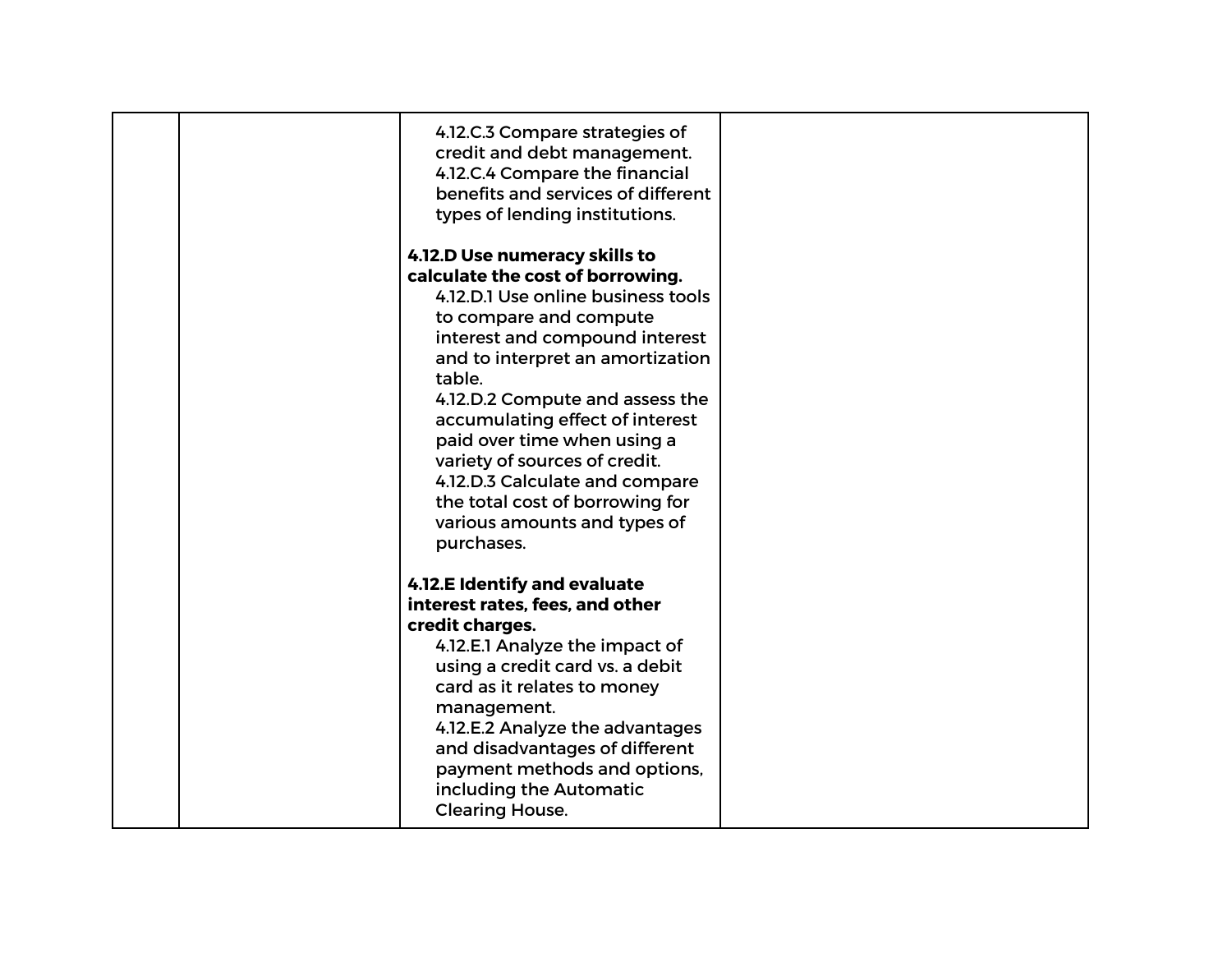| | | | |
|---|---|---|---|
| | | 4.12.C.3 Compare strategies of credit and debt management.<br>4.12.C.4 Compare the financial benefits and services of different types of lending institutions.<br><br>**4.12.D Use numeracy skills to calculate the cost of borrowing.**<br>4.12.D.1 Use online business tools to compare and compute interest and compound interest and to interpret an amortization table.<br>4.12.D.2 Compute and assess the accumulating effect of interest paid over time when using a variety of sources of credit.<br>4.12.D.3 Calculate and compare the total cost of borrowing for various amounts and types of purchases.<br><br>**4.12.E Identify and evaluate interest rates, fees, and other credit charges.**<br>4.12.E.1 Analyze the impact of using a credit card vs. a debit card as it relates to money management.<br>4.12.E.2 Analyze the advantages and disadvantages of different payment methods and options, including the Automatic Clearing House. | |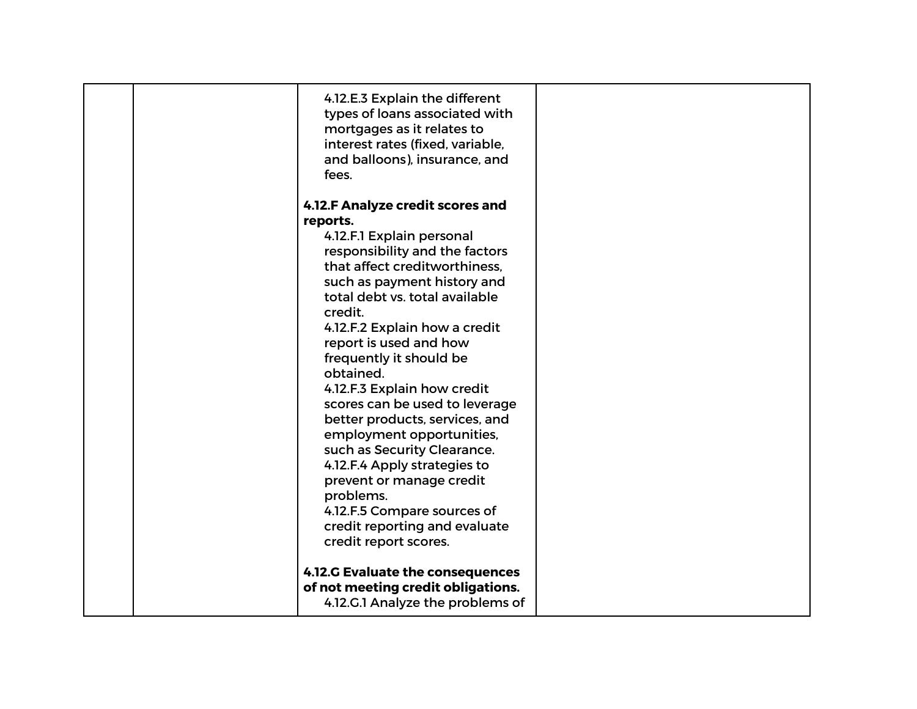| | | 4.12.E.3 Explain the different types of loans associated with mortgages as it relates to interest rates (fixed, variable, and balloons), insurance, and fees.<br><br>**4.12.F Analyze credit scores and reports.**<br>4.12.F.1 Explain personal responsibility and the factors that affect creditworthiness, such as payment history and total debt vs. total available credit.<br>4.12.F.2 Explain how a credit report is used and how frequently it should be obtained.<br>4.12.F.3 Explain how credit scores can be used to leverage better products, services, and employment opportunities, such as Security Clearance.<br>4.12.F.4 Apply strategies to prevent or manage credit problems.<br>4.12.F.5 Compare sources of credit reporting and evaluate credit report scores.<br><br>**4.12.G Evaluate the consequences of not meeting credit obligations.**<br>4.12.G.1 Analyze the problems of | |
|---|---|---|---|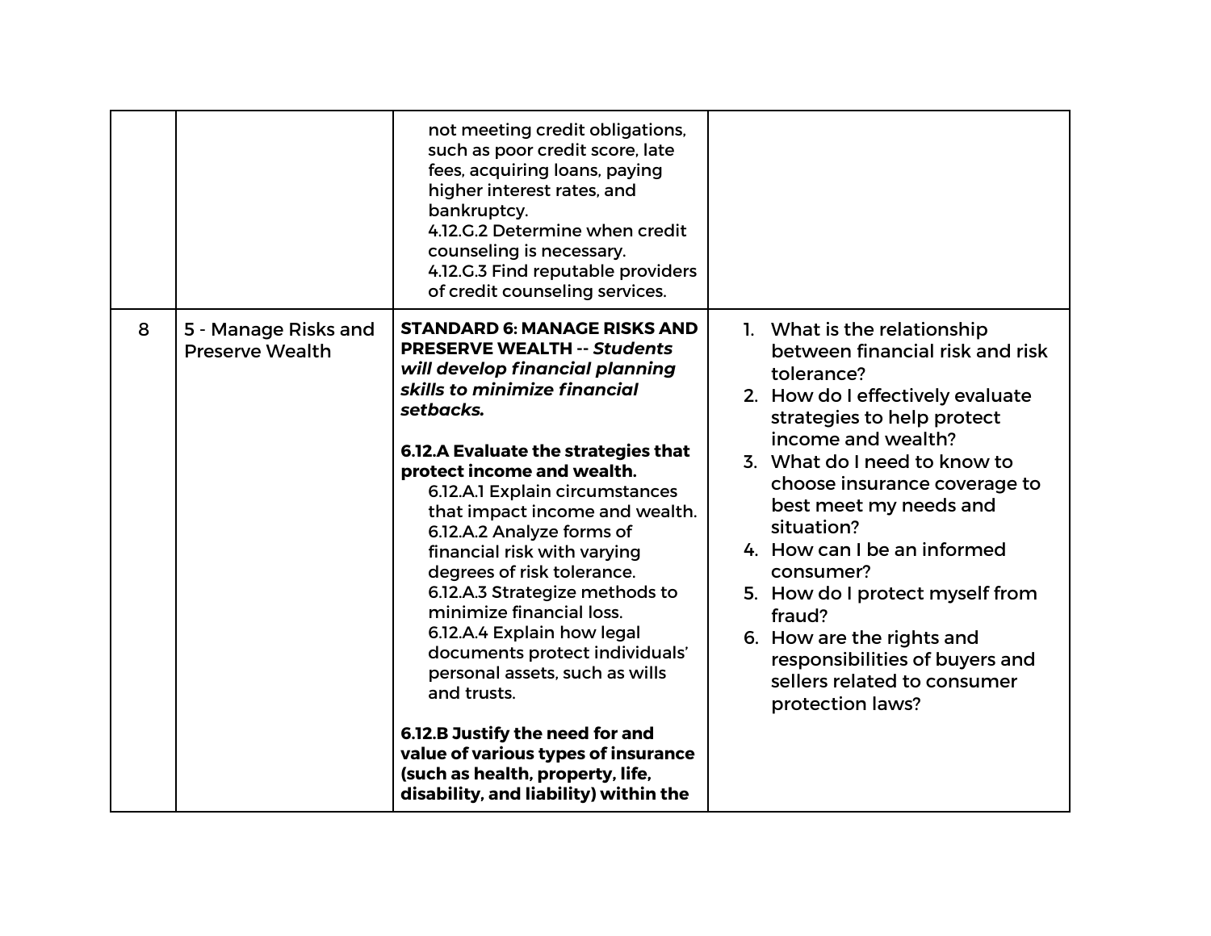| | | | |
|---|---|---|---|
| | | not meeting credit obligations, such as poor credit score, late fees, acquiring loans, paying higher interest rates, and bankruptcy.<br>4.12.G.2 Determine when credit counseling is necessary.<br>4.12.G.3 Find reputable providers of credit counseling services. | |
| 8 | 5 - Manage Risks and Preserve Wealth | **STANDARD 6: MANAGE RISKS AND PRESERVE WEALTH --** ***Students will develop financial planning skills to minimize financial setbacks.***<br><br>**6.12.A Evaluate the strategies that protect income and wealth.**<br>6.12.A.1 Explain circumstances that impact income and wealth.<br>6.12.A.2 Analyze forms of financial risk with varying degrees of risk tolerance.<br>6.12.A.3 Strategize methods to minimize financial loss.<br>6.12.A.4 Explain how legal documents protect individuals' personal assets, such as wills and trusts.<br><br>**6.12.B Justify the need for and value of various types of insurance (such as health, property, life, disability, and liability) within the** | 1. What is the relationship between financial risk and risk tolerance?<br>2. How do I effectively evaluate strategies to help protect income and wealth?<br>3. What do I need to know to choose insurance coverage to best meet my needs and situation?<br>4. How can I be an informed consumer?<br>5. How do I protect myself from fraud?<br>6. How are the rights and responsibilities of buyers and sellers related to consumer protection laws? |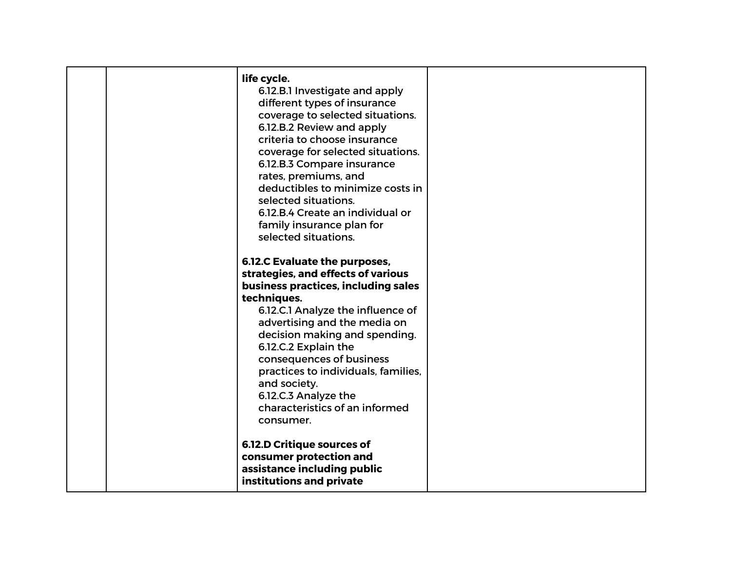|  |  |  |  |
|---|---|---|---|
|  |  | **life cycle.**<br>6.12.B.1 Investigate and apply different types of insurance coverage to selected situations.<br>6.12.B.2 Review and apply criteria to choose insurance coverage for selected situations.<br>6.12.B.3 Compare insurance rates, premiums, and deductibles to minimize costs in selected situations.<br>6.12.B.4 Create an individual or family insurance plan for selected situations.<br><br>**6.12.C Evaluate the purposes, strategies, and effects of various business practices, including sales techniques.**<br>6.12.C.1 Analyze the influence of advertising and the media on decision making and spending.<br>6.12.C.2 Explain the consequences of business practices to individuals, families, and society.<br>6.12.C.3 Analyze the characteristics of an informed consumer.<br><br>**6.12.D Critique sources of consumer protection and assistance including public institutions and private** |  |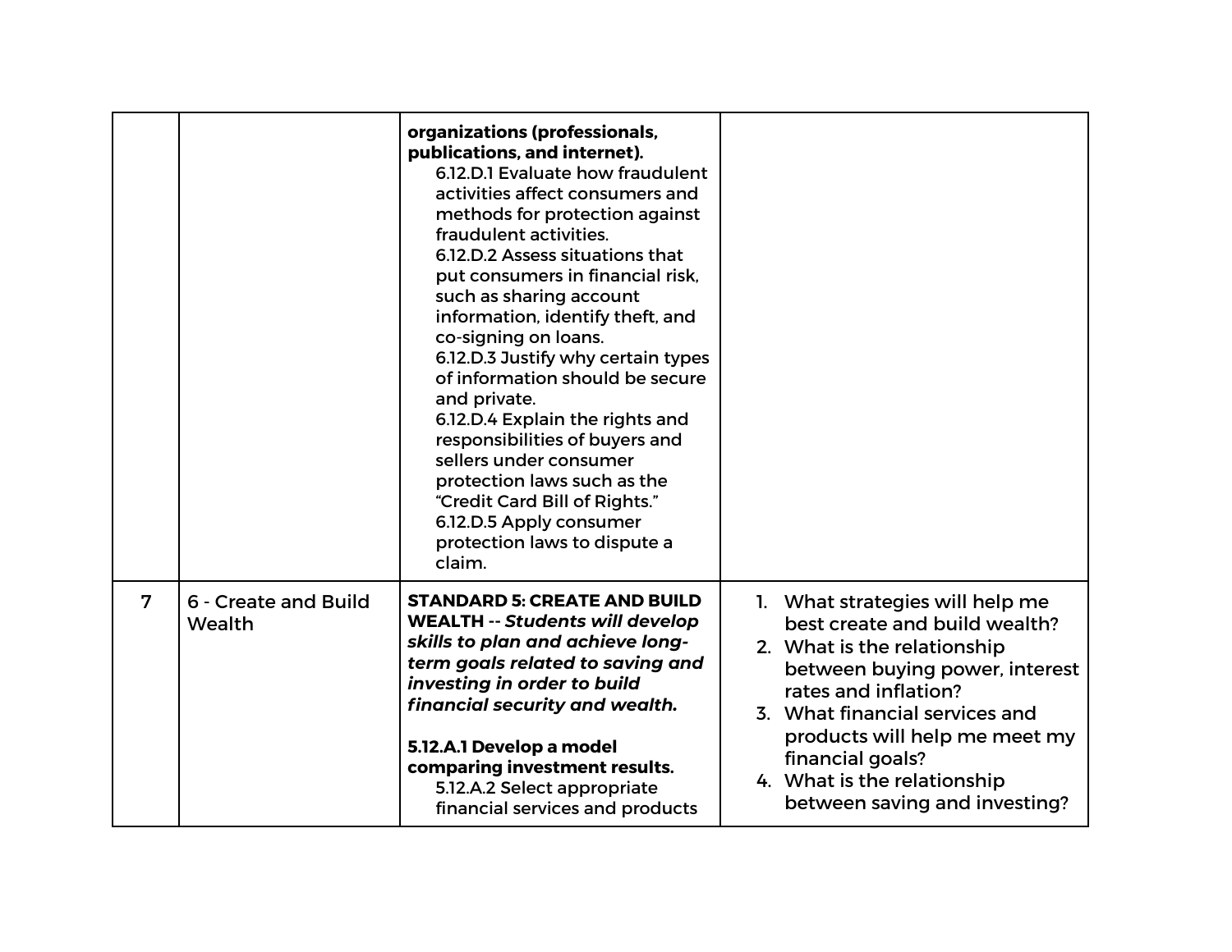| | | | |
|---|---|---|---|
| | | **organizations (professionals, publications, and internet).**<br>6.12.D.1 Evaluate how fraudulent activities affect consumers and methods for protection against fraudulent activities.<br>6.12.D.2 Assess situations that put consumers in financial risk, such as sharing account information, identify theft, and co-signing on loans.<br>6.12.D.3 Justify why certain types of information should be secure and private.<br>6.12.D.4 Explain the rights and responsibilities of buyers and sellers under consumer protection laws such as the "Credit Card Bill of Rights."<br>6.12.D.5 Apply consumer protection laws to dispute a claim. | |
| 7 | 6 - Create and Build Wealth | **STANDARD 5: CREATE AND BUILD WEALTH --** ***Students will develop skills to plan and achieve long-term goals related to saving and investing in order to build financial security and wealth.***<br><br>**5.12.A.1 Develop a model comparing investment results.**<br>5.12.A.2 Select appropriate financial services and products | 1. What strategies will help me best create and build wealth?<br>2. What is the relationship between buying power, interest rates and inflation?<br>3. What financial services and products will help me meet my financial goals?<br>4. What is the relationship between saving and investing? |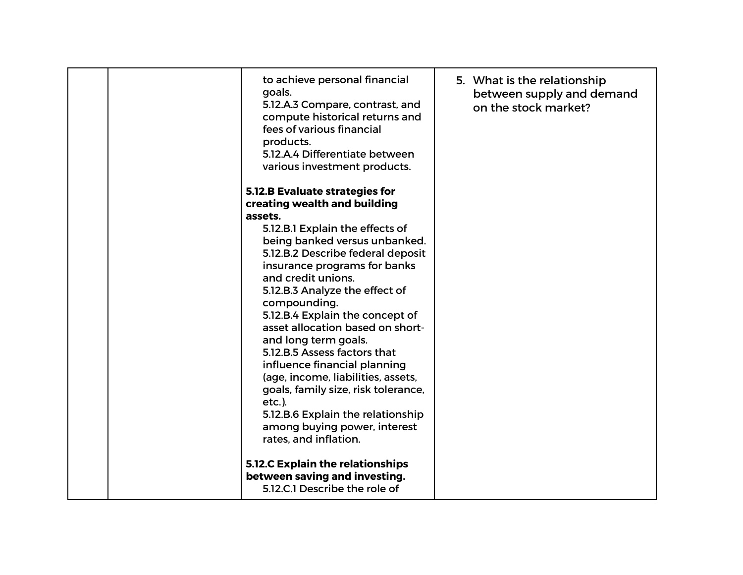|  |  |  |  |
|---|---|---|---|
|  |  | to achieve personal financial goals.<br>5.12.A.3 Compare, contrast, and compute historical returns and fees of various financial products.<br>5.12.A.4 Differentiate between various investment products.<br><br>**5.12.B Evaluate strategies for creating wealth and building assets.**<br>5.12.B.1 Explain the effects of being banked versus unbanked.<br>5.12.B.2 Describe federal deposit insurance programs for banks and credit unions.<br>5.12.B.3 Analyze the effect of compounding.<br>5.12.B.4 Explain the concept of asset allocation based on short- and long term goals.<br>5.12.B.5 Assess factors that influence financial planning (age, income, liabilities, assets, goals, family size, risk tolerance, etc.).<br>5.12.B.6 Explain the relationship among buying power, interest rates, and inflation.<br><br>**5.12.C Explain the relationships between saving and investing.**<br>5.12.C.1 Describe the role of | 5. What is the relationship between supply and demand on the stock market? |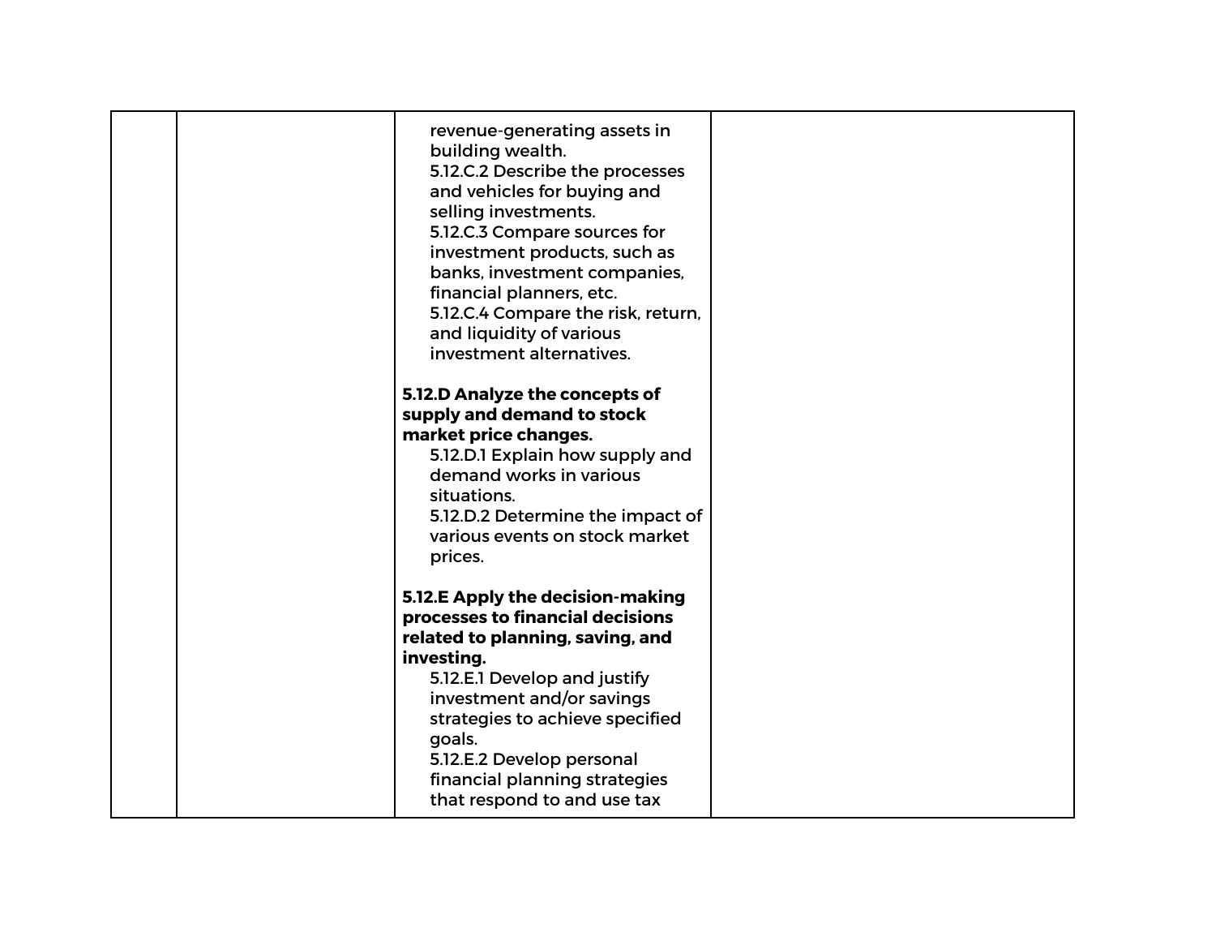| | | | |
|---|---|---|---|
| | | revenue-generating assets in building wealth.<br>5.12.C.2 Describe the processes and vehicles for buying and selling investments.<br>5.12.C.3 Compare sources for investment products, such as banks, investment companies, financial planners, etc.<br>5.12.C.4 Compare the risk, return, and liquidity of various investment alternatives.<br><br>**5.12.D Analyze the concepts of supply and demand to stock market price changes.**<br>5.12.D.1 Explain how supply and demand works in various situations.<br>5.12.D.2 Determine the impact of various events on stock market prices.<br><br>**5.12.E Apply the decision-making processes to financial decisions related to planning, saving, and investing.**<br>5.12.E.1 Develop and justify investment and/or savings strategies to achieve specified goals.<br>5.12.E.2 Develop personal financial planning strategies that respond to and use tax | |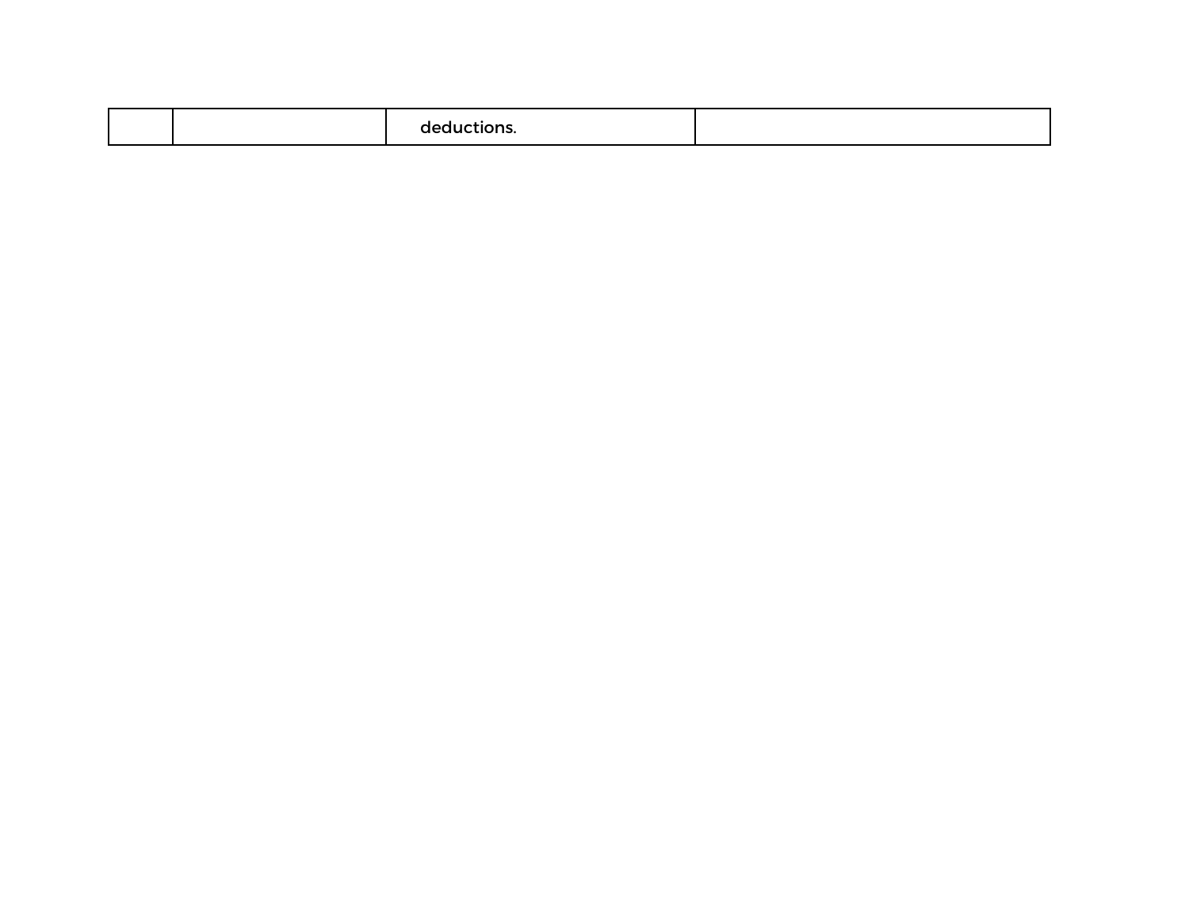| | | | |
|---|---|---|---|
| | | deductions. | |